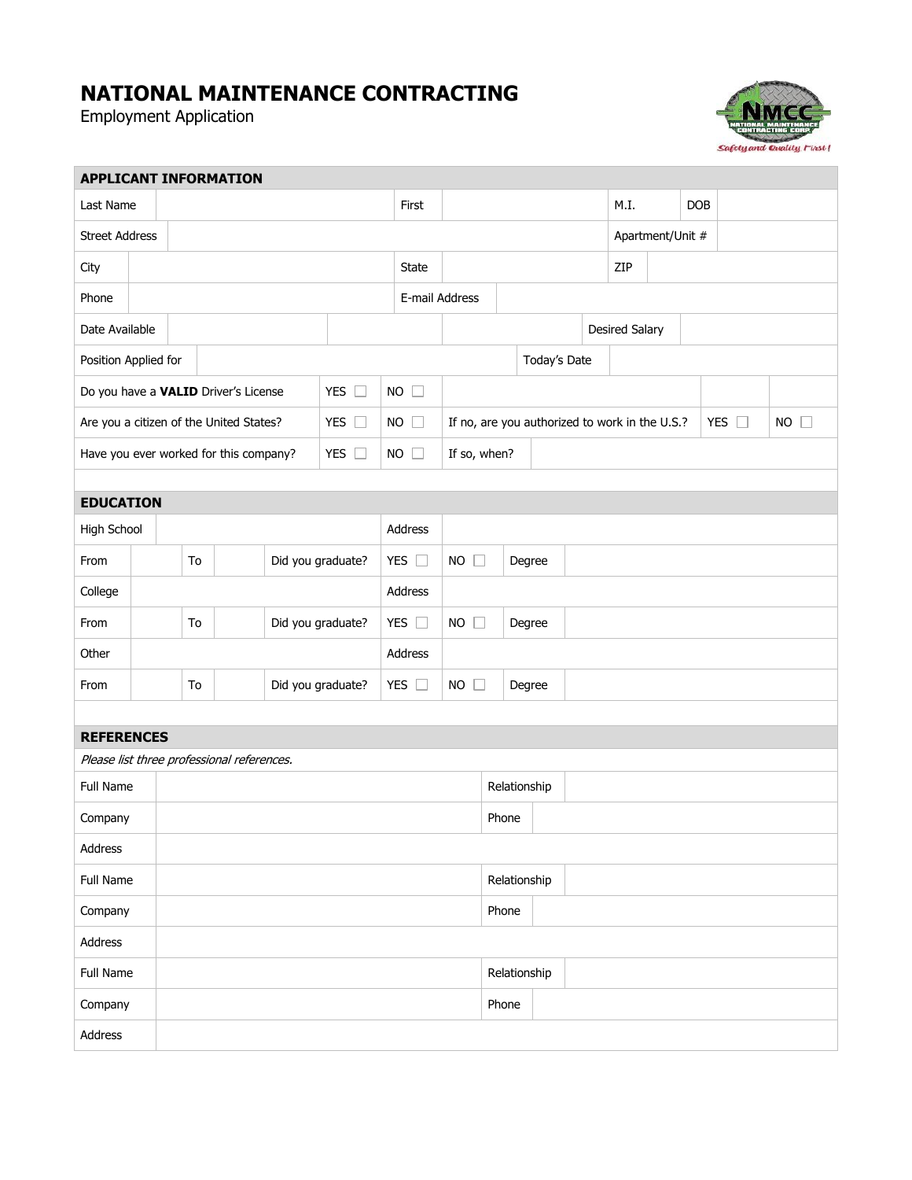# NATIONAL MAINTENANCE CONTRACTING

Employment Application

## APPLICANT INFORMATION

| | | | | | | | |
|---|---|---|---|---|---|---|---|
| Last Name | | First | | M.I. | | DOB | |
| Street Address | | | | Apartment/Unit # | | | |
| City | | State | | ZIP | | | |
| Phone | | E-mail Address | | | | | |
| Date Available | | | | Desired Salary | | | |
| Position Applied for | | | Today's Date | | | | |
| Do you have a **VALID** Driver's License | YES ☐ | NO ☐ | | | | | |
| Are you a citizen of the United States? | YES ☐ | NO ☐ | If no, are you authorized to work in the U.S.? | YES ☐ | NO ☐ | | |
| Have you ever worked for this company? | YES ☐ | NO ☐ | If so, when? | | | | |

## EDUCATION

| | | | | | | | |
|---|---|---|---|---|---|---|---|
| High School | | | | Address | | | |
| From | | To | | Did you graduate? | YES ☐ | NO ☐ | Degree |
| College | | | | Address | | | |
| From | | To | | Did you graduate? | YES ☐ | NO ☐ | Degree |
| Other | | | | Address | | | |
| From | | To | | Did you graduate? | YES ☐ | NO ☐ | Degree |

## REFERENCES

*Please list three professional references.*

| | | | |
|---|---|---|---|
| Full Name | | Relationship | |
| Company | | Phone | |
| Address | | | |
| Full Name | | Relationship | |
| Company | | Phone | |
| Address | | | |
| Full Name | | Relationship | |
| Company | | Phone | |
| Address | | | |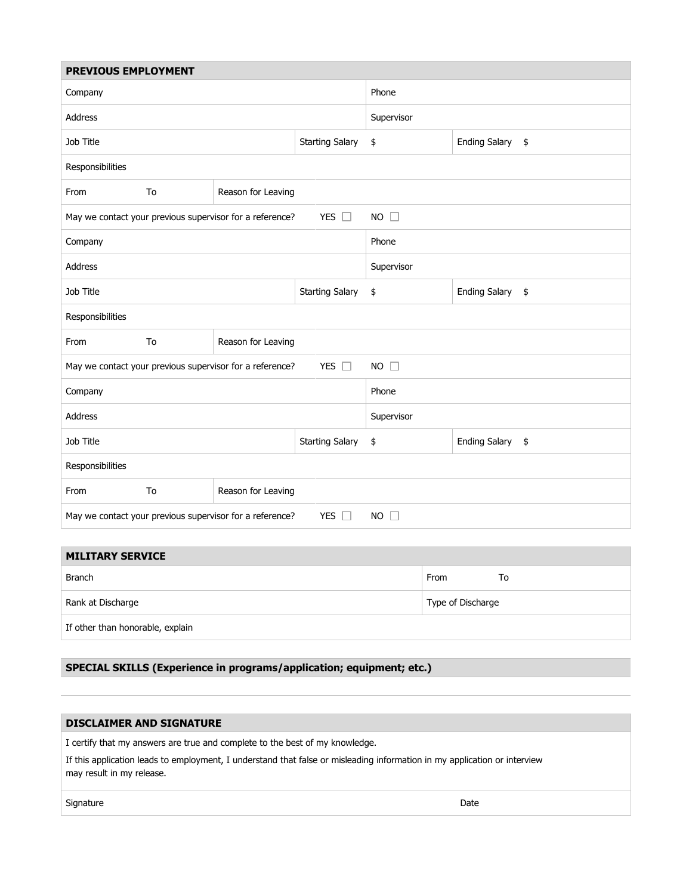## PREVIOUS EMPLOYMENT

| | | | | | |
|---|---|---|---|---|---|
| Company | | | Phone | | |
| Address | | | Supervisor | | |
| Job Title | | Starting Salary | $ | Ending Salary | $ |
| Responsibilities | | | | | |
| From | To | Reason for Leaving | | | |
| May we contact your previous supervisor for a reference? | | YES ☐ | NO ☐ | | |
| Company | | | Phone | | |
| Address | | | Supervisor | | |
| Job Title | | Starting Salary | $ | Ending Salary | $ |
| Responsibilities | | | | | |
| From | To | Reason for Leaving | | | |
| May we contact your previous supervisor for a reference? | | YES ☐ | NO ☐ | | |
| Company | | | Phone | | |
| Address | | | Supervisor | | |
| Job Title | | Starting Salary | $ | Ending Salary | $ |
| Responsibilities | | | | | |
| From | To | Reason for Leaving | | | |
| May we contact your previous supervisor for a reference? | | YES ☐ | NO ☐ | | |

## MILITARY SERVICE

| | | |
|---|---|---|
| Branch | From | To |
| Rank at Discharge | Type of Discharge | |
| If other than honorable, explain | | |

## SPECIAL SKILLS (Experience in programs/application; equipment; etc.)

## DISCLAIMER AND SIGNATURE

I certify that my answers are true and complete to the best of my knowledge.

If this application leads to employment, I understand that false or misleading information in my application or interview may result in my release.

| | |
|---|---|
| Signature | Date |